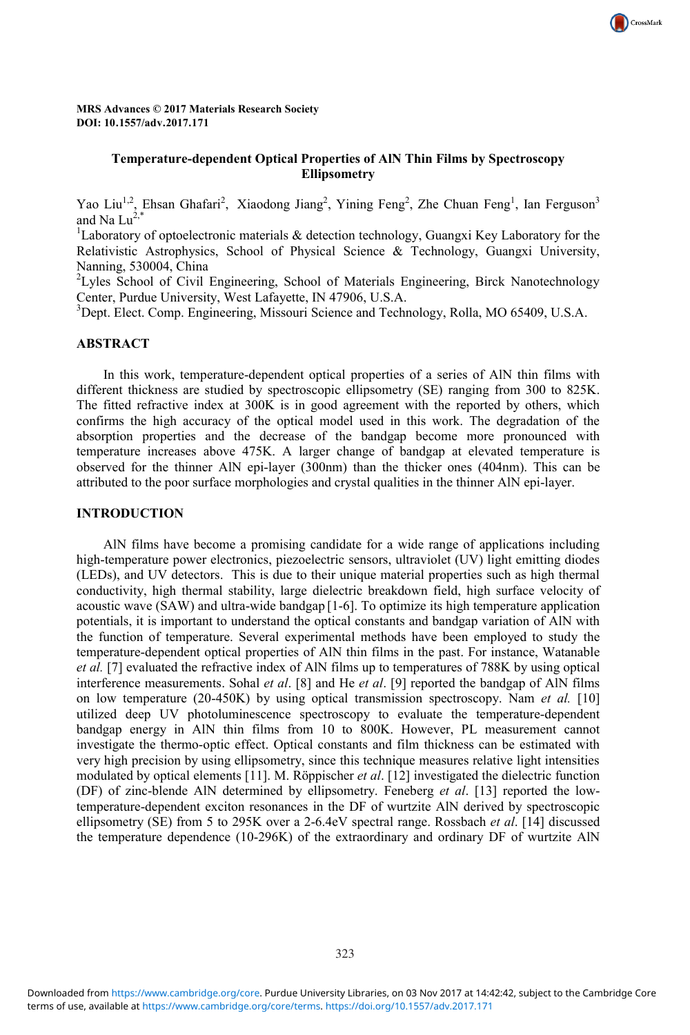MRS Advances © 2017 Materials Research Society
DOI: 10.1557/adv.2017.171

# Temperature-dependent Optical Properties of AlN Thin Films by Spectroscopy Ellipsometry

Yao Liu[1,2], Ehsan Ghafari[2], Xiaodong Jiang[2], Yining Feng[2], Zhe Chuan Feng[1], Ian Ferguson[3] and Na Lu[2,*]

[1]Laboratory of optoelectronic materials & detection technology, Guangxi Key Laboratory for the Relativistic Astrophysics, School of Physical Science & Technology, Guangxi University, Nanning, 530004, China

[2]Lyles School of Civil Engineering, School of Materials Engineering, Birck Nanotechnology Center, Purdue University, West Lafayette, IN 47906, U.S.A.

[3]Dept. Elect. Comp. Engineering, Missouri Science and Technology, Rolla, MO 65409, U.S.A.

## ABSTRACT

In this work, temperature-dependent optical properties of a series of AlN thin films with different thickness are studied by spectroscopic ellipsometry (SE) ranging from 300 to 825K. The fitted refractive index at 300K is in good agreement with the reported by others, which confirms the high accuracy of the optical model used in this work. The degradation of the absorption properties and the decrease of the bandgap become more pronounced with temperature increases above 475K. A larger change of bandgap at elevated temperature is observed for the thinner AlN epi-layer (300nm) than the thicker ones (404nm). This can be attributed to the poor surface morphologies and crystal qualities in the thinner AlN epi-layer.

## INTRODUCTION

AlN films have become a promising candidate for a wide range of applications including high-temperature power electronics, piezoelectric sensors, ultraviolet (UV) light emitting diodes (LEDs), and UV detectors. This is due to their unique material properties such as high thermal conductivity, high thermal stability, large dielectric breakdown field, high surface velocity of acoustic wave (SAW) and ultra-wide bandgap [1-6]. To optimize its high temperature application potentials, it is important to understand the optical constants and bandgap variation of AlN with the function of temperature. Several experimental methods have been employed to study the temperature-dependent optical properties of AlN thin films in the past. For instance, Watanable *et al.* [7] evaluated the refractive index of AlN films up to temperatures of 788K by using optical interference measurements. Sohal *et al*. [8] and He *et al*. [9] reported the bandgap of AlN films on low temperature (20-450K) by using optical transmission spectroscopy. Nam *et al.* [10] utilized deep UV photoluminescence spectroscopy to evaluate the temperature-dependent bandgap energy in AlN thin films from 10 to 800K. However, PL measurement cannot investigate the thermo-optic effect. Optical constants and film thickness can be estimated with very high precision by using ellipsometry, since this technique measures relative light intensities modulated by optical elements [11]. M. Röppischer *et al*. [12] investigated the dielectric function (DF) of zinc-blende AlN determined by ellipsometry. Feneberg *et al*. [13] reported the low-temperature-dependent exciton resonances in the DF of wurtzite AlN derived by spectroscopic ellipsometry (SE) from 5 to 295K over a 2-6.4eV spectral range. Rossbach *et al*. [14] discussed the temperature dependence (10-296K) of the extraordinary and ordinary DF of wurtzite AlN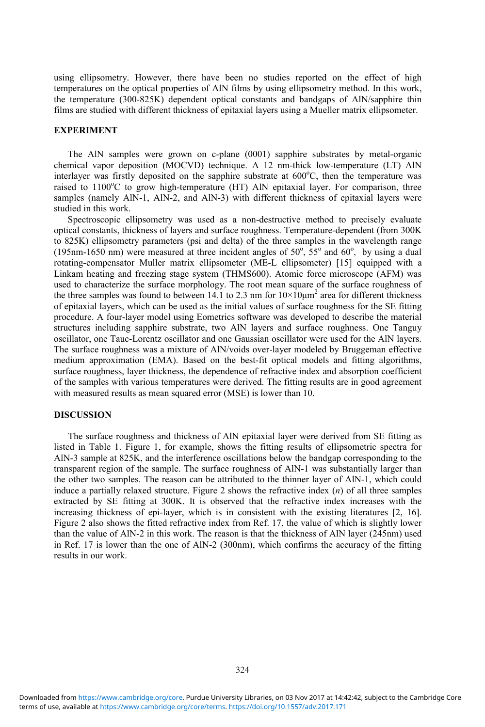using ellipsometry. However, there have been no studies reported on the effect of high temperatures on the optical properties of AlN films by using ellipsometry method. In this work, the temperature (300-825K) dependent optical constants and bandgaps of AlN/sapphire thin films are studied with different thickness of epitaxial layers using a Mueller matrix ellipsometer.

## EXPERIMENT

The AlN samples were grown on c-plane (0001) sapphire substrates by metal-organic chemical vapor deposition (MOCVD) technique. A 12 nm-thick low-temperature (LT) AlN interlayer was firstly deposited on the sapphire substrate at 600°C, then the temperature was raised to 1100°C to grow high-temperature (HT) AlN epitaxial layer. For comparison, three samples (namely AlN-1, AlN-2, and AlN-3) with different thickness of epitaxial layers were studied in this work.

Spectroscopic ellipsometry was used as a non-destructive method to precisely evaluate optical constants, thickness of layers and surface roughness. Temperature-dependent (from 300K to 825K) ellipsometry parameters (psi and delta) of the three samples in the wavelength range (195nm-1650 nm) were measured at three incident angles of 50°, 55° and 60°, by using a dual rotating-compensator Muller matrix ellipsometer (ME-L ellipsometer) [15] equipped with a Linkam heating and freezing stage system (THMS600). Atomic force microscope (AFM) was used to characterize the surface morphology. The root mean square of the surface roughness of the three samples was found to between 14.1 to 2.3 nm for $10\times10\mu m^2$ area for different thickness of epitaxial layers, which can be used as the initial values of surface roughness for the SE fitting procedure. A four-layer model using Eometrics software was developed to describe the material structures including sapphire substrate, two AlN layers and surface roughness. One Tanguy oscillator, one Tauc-Lorentz oscillator and one Gaussian oscillator were used for the AlN layers. The surface roughness was a mixture of AlN/voids over-layer modeled by Bruggeman effective medium approximation (EMA). Based on the best-fit optical models and fitting algorithms, surface roughness, layer thickness, the dependence of refractive index and absorption coefficient of the samples with various temperatures were derived. The fitting results are in good agreement with measured results as mean squared error (MSE) is lower than 10.

## DISCUSSION

The surface roughness and thickness of AlN epitaxial layer were derived from SE fitting as listed in Table 1. Figure 1, for example, shows the fitting results of ellipsometric spectra for AlN-3 sample at 825K, and the interference oscillations below the bandgap corresponding to the transparent region of the sample. The surface roughness of AlN-1 was substantially larger than the other two samples. The reason can be attributed to the thinner layer of AlN-1, which could induce a partially relaxed structure. Figure 2 shows the refractive index ($n$) of all three samples extracted by SE fitting at 300K. It is observed that the refractive index increases with the increasing thickness of epi-layer, which is in consistent with the existing literatures [2, 16]. Figure 2 also shows the fitted refractive index from Ref. 17, the value of which is slightly lower than the value of AlN-2 in this work. The reason is that the thickness of AlN layer (245nm) used in Ref. 17 is lower than the one of AlN-2 (300nm), which confirms the accuracy of the fitting results in our work.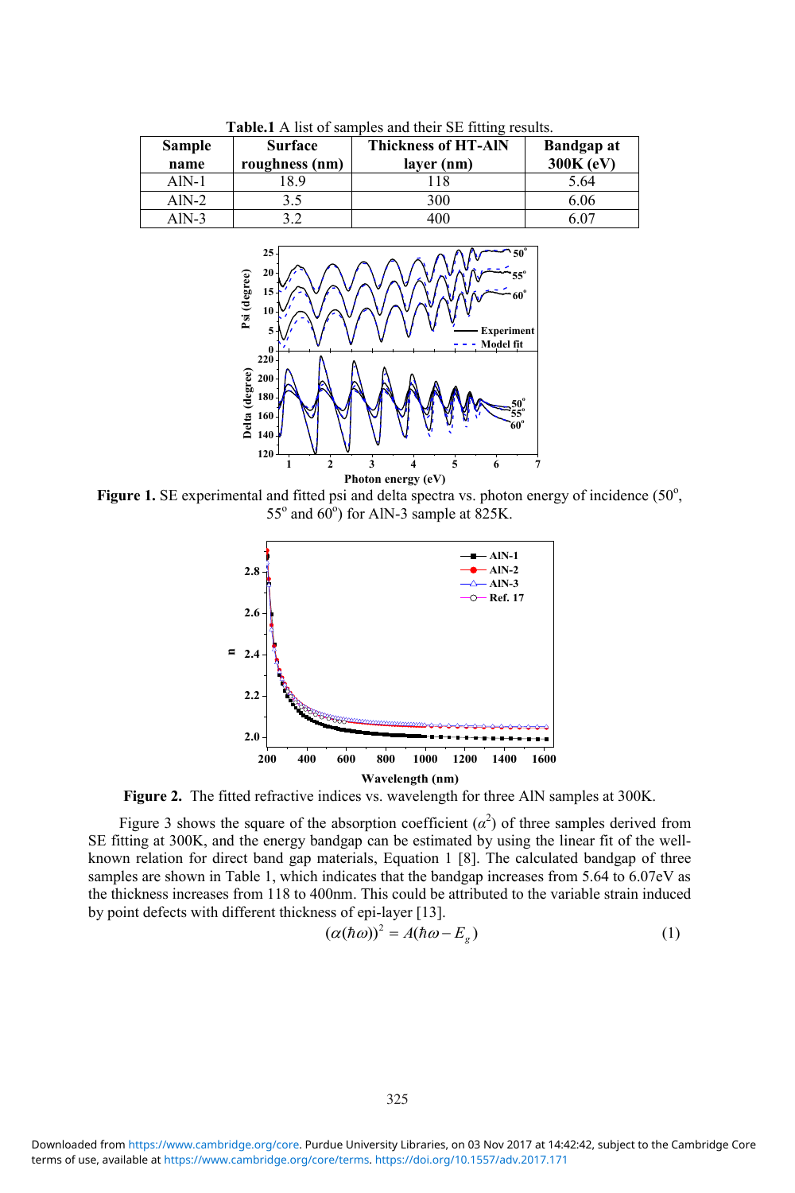**Table.1** A list of samples and their SE fitting results.

| Sample name | Surface roughness (nm) | Thickness of HT-AlN layer (nm) | Bandgap at 300K (eV) |
|---|---|---|---|
| AlN-1 | 18.9 | 118 | 5.64 |
| AlN-2 | 3.5 | 300 | 6.06 |
| AlN-3 | 3.2 | 400 | 6.07 |

**Figure 1.** SE experimental and fitted psi and delta spectra vs. photon energy of incidence (50°, 55° and 60°) for AlN-3 sample at 825K.

**Figure 2.** The fitted refractive indices vs. wavelength for three AlN samples at 300K.

Figure 3 shows the square of the absorption coefficient ($\alpha^2$) of three samples derived from SE fitting at 300K, and the energy bandgap can be estimated by using the linear fit of the well-known relation for direct band gap materials, Equation 1 [8]. The calculated bandgap of three samples are shown in Table 1, which indicates that the bandgap increases from 5.64 to 6.07eV as the thickness increases from 118 to 400nm. This could be attributed to the variable strain induced by point defects with different thickness of epi-layer [13].

$$(\alpha(\hbar\omega))^2 = A(\hbar\omega - E_g) \tag{1}$$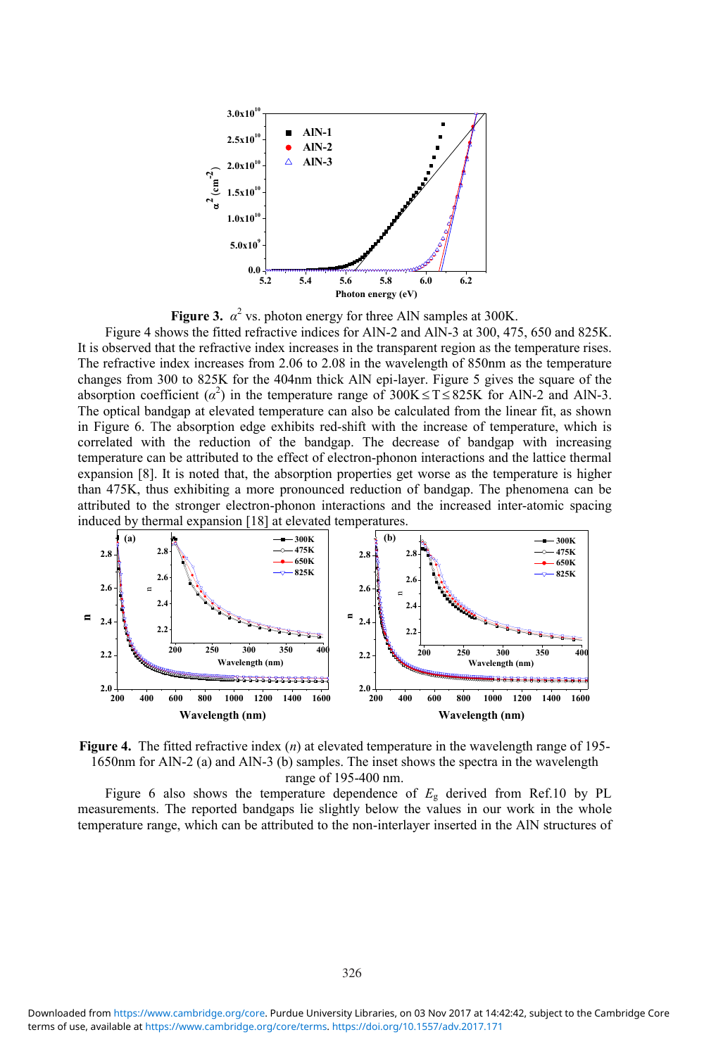**Figure 3.** $\alpha^2$ vs. photon energy for three AlN samples at 300K.

Figure 4 shows the fitted refractive indices for AlN-2 and AlN-3 at 300, 475, 650 and 825K. It is observed that the refractive index increases in the transparent region as the temperature rises. The refractive index increases from 2.06 to 2.08 in the wavelength of 850nm as the temperature changes from 300 to 825K for the 404nm thick AlN epi-layer. Figure 5 gives the square of the absorption coefficient ($\alpha^2$) in the temperature range of $300\text{K} \leq \text{T} \leq 825\text{K}$ for AlN-2 and AlN-3. The optical bandgap at elevated temperature can also be calculated from the linear fit, as shown in Figure 6. The absorption edge exhibits red-shift with the increase of temperature, which is correlated with the reduction of the bandgap. The decrease of bandgap with increasing temperature can be attributed to the effect of electron-phonon interactions and the lattice thermal expansion [8]. It is noted that, the absorption properties get worse as the temperature is higher than 475K, thus exhibiting a more pronounced reduction of bandgap. The phenomena can be attributed to the stronger electron-phonon interactions and the increased inter-atomic spacing induced by thermal expansion [18] at elevated temperatures.

**Figure 4.** The fitted refractive index ($n$) at elevated temperature in the wavelength range of 195-1650nm for AlN-2 (a) and AlN-3 (b) samples. The inset shows the spectra in the wavelength range of 195-400 nm.

Figure 6 also shows the temperature dependence of $E_g$ derived from Ref.10 by PL measurements. The reported bandgaps lie slightly below the values in our work in the whole temperature range, which can be attributed to the non-interlayer inserted in the AlN structures of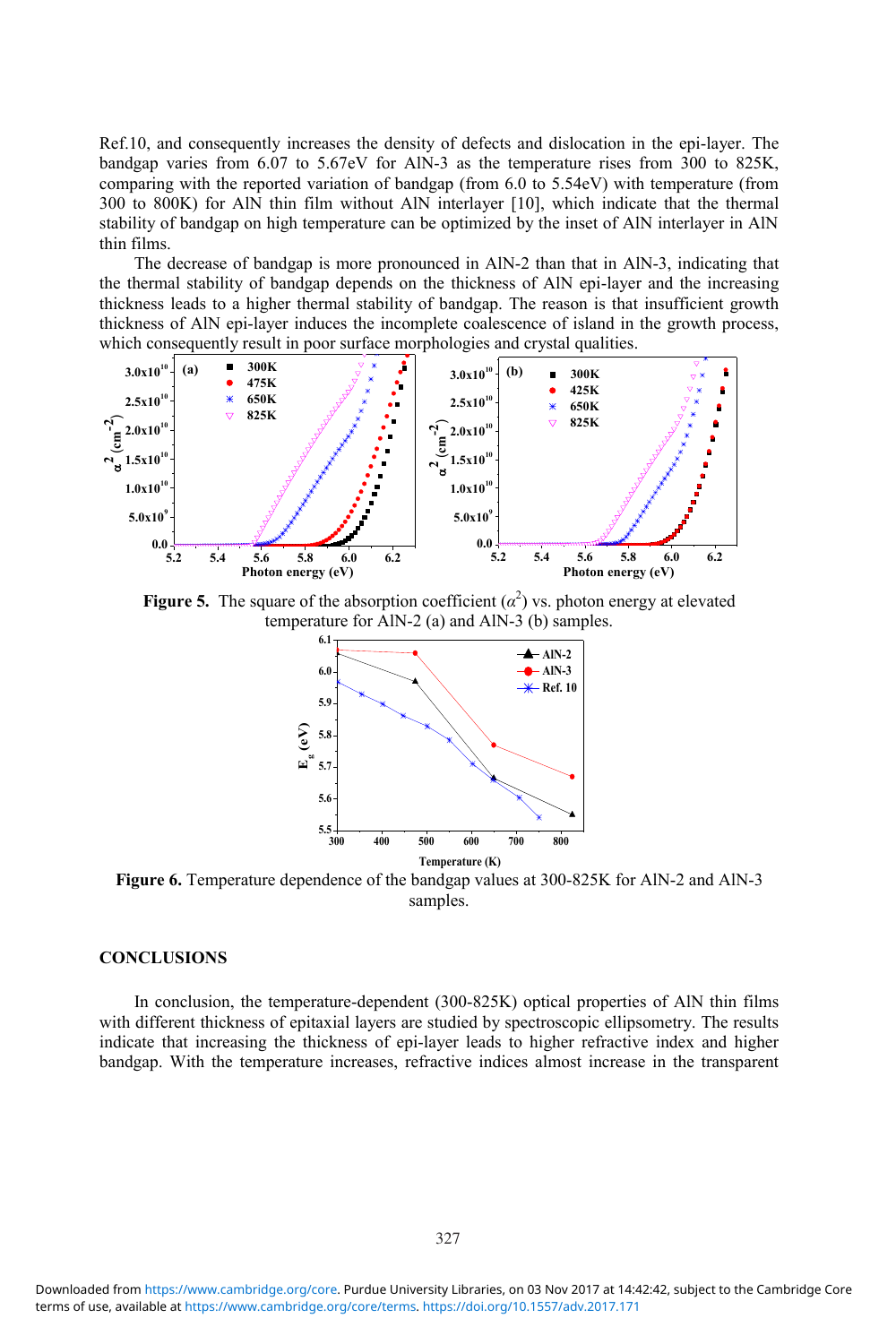Ref.10, and consequently increases the density of defects and dislocation in the epi-layer. The bandgap varies from 6.07 to 5.67eV for AlN-3 as the temperature rises from 300 to 825K, comparing with the reported variation of bandgap (from 6.0 to 5.54eV) with temperature (from 300 to 800K) for AlN thin film without AlN interlayer [10], which indicate that the thermal stability of bandgap on high temperature can be optimized by the inset of AlN interlayer in AlN thin films.

The decrease of bandgap is more pronounced in AlN-2 than that in AlN-3, indicating that the thermal stability of bandgap depends on the thickness of AlN epi-layer and the increasing thickness leads to a higher thermal stability of bandgap. The reason is that insufficient growth thickness of AlN epi-layer induces the incomplete coalescence of island in the growth process, which consequently result in poor surface morphologies and crystal qualities.

**Figure 5.** The square of the absorption coefficient ($\alpha^2$) vs. photon energy at elevated temperature for AlN-2 (a) and AlN-3 (b) samples.

**Figure 6.** Temperature dependence of the bandgap values at 300-825K for AlN-2 and AlN-3 samples.

## CONCLUSIONS

In conclusion, the temperature-dependent (300-825K) optical properties of AlN thin films with different thickness of epitaxial layers are studied by spectroscopic ellipsometry. The results indicate that increasing the thickness of epi-layer leads to higher refractive index and higher bandgap. With the temperature increases, refractive indices almost increase in the transparent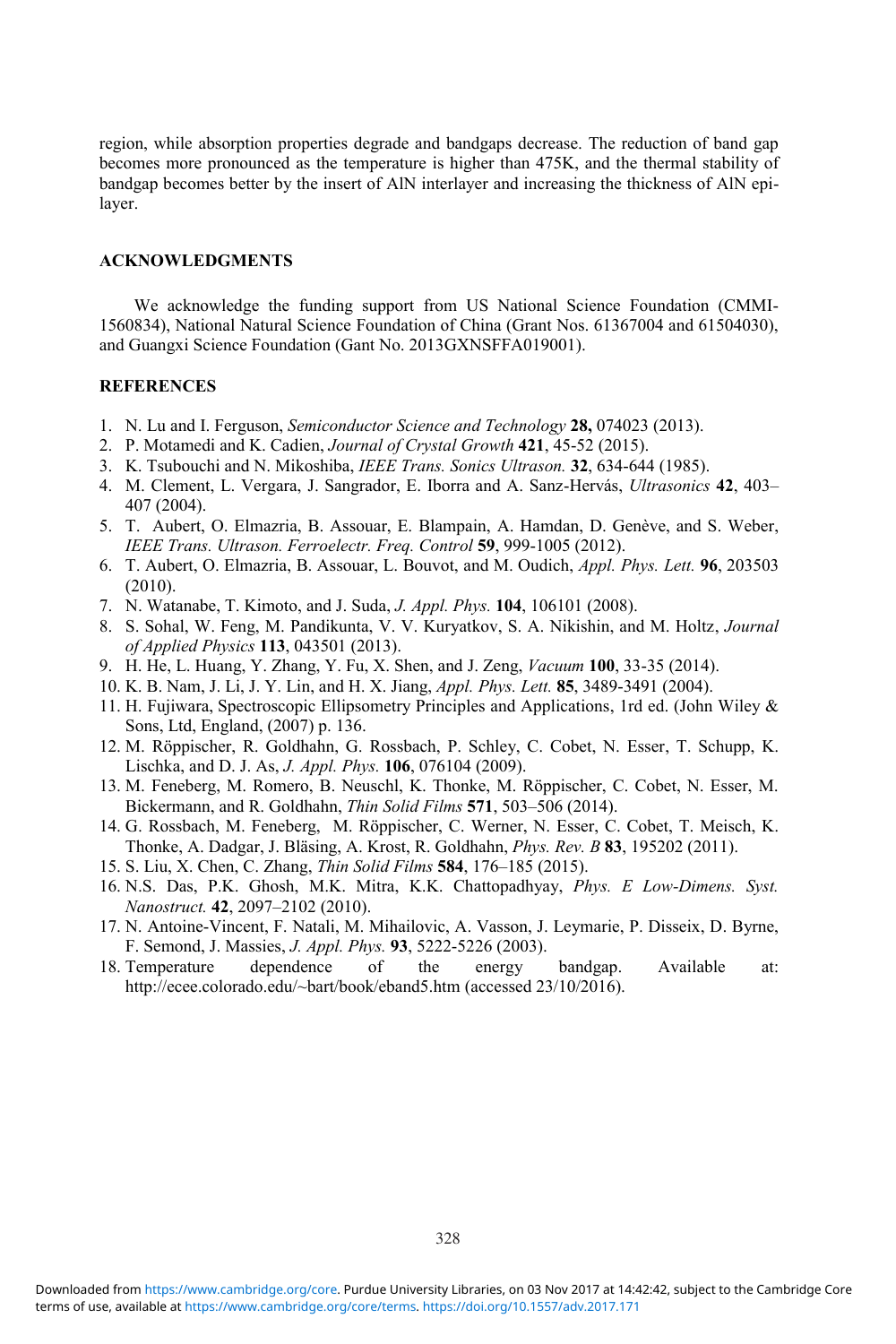region, while absorption properties degrade and bandgaps decrease. The reduction of band gap becomes more pronounced as the temperature is higher than 475K, and the thermal stability of bandgap becomes better by the insert of AlN interlayer and increasing the thickness of AlN epi-layer.

## ACKNOWLEDGMENTS

We acknowledge the funding support from US National Science Foundation (CMMI-1560834), National Natural Science Foundation of China (Grant Nos. 61367004 and 61504030), and Guangxi Science Foundation (Gant No. 2013GXNSFFA019001).

## REFERENCES

1. N. Lu and I. Ferguson, *Semiconductor Science and Technology* **28,** 074023 (2013).
2. P. Motamedi and K. Cadien, *Journal of Crystal Growth* **421**, 45-52 (2015).
3. K. Tsubouchi and N. Mikoshiba, *IEEE Trans. Sonics Ultrason.* **32**, 634-644 (1985).
4. M. Clement, L. Vergara, J. Sangrador, E. Iborra and A. Sanz-Hervás, *Ultrasonics* **42**, 403–407 (2004).
5. T. Aubert, O. Elmazria, B. Assouar, E. Blampain, A. Hamdan, D. Genève, and S. Weber, *IEEE Trans. Ultrason. Ferroelectr. Freq. Control* **59**, 999-1005 (2012).
6. T. Aubert, O. Elmazria, B. Assouar, L. Bouvot, and M. Oudich, *Appl. Phys. Lett.* **96**, 203503 (2010).
7. N. Watanabe, T. Kimoto, and J. Suda, *J. Appl. Phys.* **104**, 106101 (2008).
8. S. Sohal, W. Feng, M. Pandikunta, V. V. Kuryatkov, S. A. Nikishin, and M. Holtz, *Journal of Applied Physics* **113**, 043501 (2013).
9. H. He, L. Huang, Y. Zhang, Y. Fu, X. Shen, and J. Zeng, *Vacuum* **100**, 33-35 (2014).
10. K. B. Nam, J. Li, J. Y. Lin, and H. X. Jiang, *Appl. Phys. Lett.* **85**, 3489-3491 (2004).
11. H. Fujiwara, Spectroscopic Ellipsometry Principles and Applications, 1rd ed. (John Wiley & Sons, Ltd, England, (2007) p. 136.
12. M. Röppischer, R. Goldhahn, G. Rossbach, P. Schley, C. Cobet, N. Esser, T. Schupp, K. Lischka, and D. J. As, *J. Appl. Phys.* **106**, 076104 (2009).
13. M. Feneberg, M. Romero, B. Neuschl, K. Thonke, M. Röppischer, C. Cobet, N. Esser, M. Bickermann, and R. Goldhahn, *Thin Solid Films* **571**, 503–506 (2014).
14. G. Rossbach, M. Feneberg, M. Röppischer, C. Werner, N. Esser, C. Cobet, T. Meisch, K. Thonke, A. Dadgar, J. Bläsing, A. Krost, R. Goldhahn, *Phys. Rev. B* **83**, 195202 (2011).
15. S. Liu, X. Chen, C. Zhang, *Thin Solid Films* **584**, 176–185 (2015).
16. N.S. Das, P.K. Ghosh, M.K. Mitra, K.K. Chattopadhyay, *Phys. E Low-Dimens. Syst. Nanostruct.* **42**, 2097–2102 (2010).
17. N. Antoine-Vincent, F. Natali, M. Mihailovic, A. Vasson, J. Leymarie, P. Disseix, D. Byrne, F. Semond, J. Massies, *J. Appl. Phys.* **93**, 5222-5226 (2003).
18. Temperature dependence of the energy bandgap. Available at: http://ecee.colorado.edu/~bart/book/eband5.htm (accessed 23/10/2016).